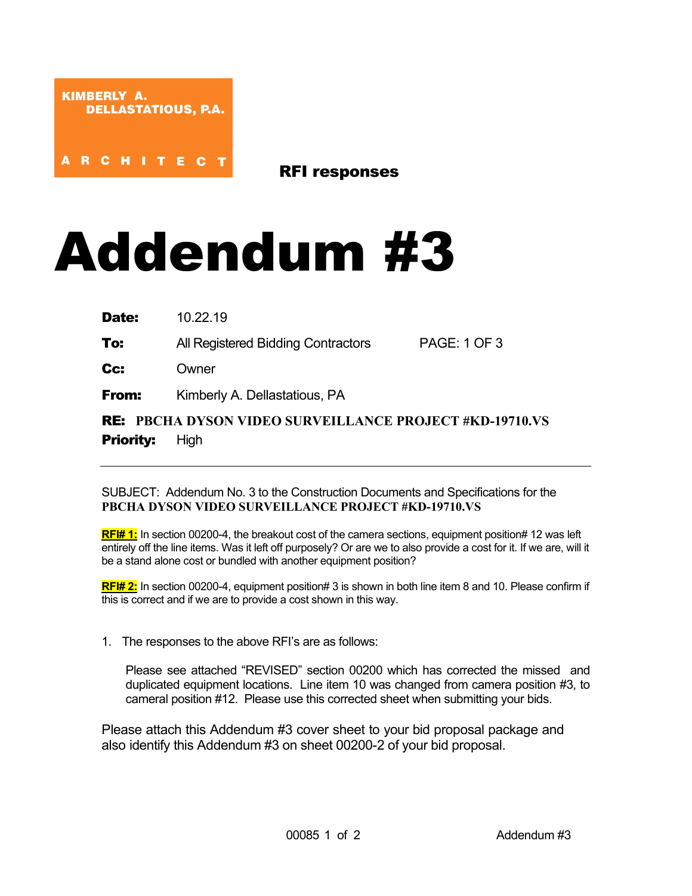KIMBERLY A.
DELLASTATIOUS, P.A.

ARCHITECT

**RFI responses**

# Addendum #3

**Date:** 10.22.19

**To:** All Registered Bidding Contractors PAGE: 1 OF 3

**Cc:** Owner

**From:** Kimberly A. Dellastatious, PA

**RE: PBCHA DYSON VIDEO SURVEILLANCE PROJECT #KD-19710.VS**

**Priority:** High

---

SUBJECT: Addendum No. 3 to the Construction Documents and Specifications for the **PBCHA DYSON VIDEO SURVEILLANCE PROJECT #KD-19710.VS**

**RFI# 1:** In section 00200-4, the breakout cost of the camera sections, equipment position# 12 was left entirely off the line items. Was it left off purposely? Or are we to also provide a cost for it. If we are, will it be a stand alone cost or bundled with another equipment position?

**RFI# 2:** In section 00200-4, equipment position# 3 is shown in both line item 8 and 10. Please confirm if this is correct and if we are to provide a cost shown in this way.

1. The responses to the above RFI's are as follows:

   Please see attached "REVISED" section 00200 which has corrected the missed and duplicated equipment locations. Line item 10 was changed from camera position #3, to cameral position #12. Please use this corrected sheet when submitting your bids.

Please attach this Addendum #3 cover sheet to your bid proposal package and also identify this Addendum #3 on sheet 00200-2 of your bid proposal.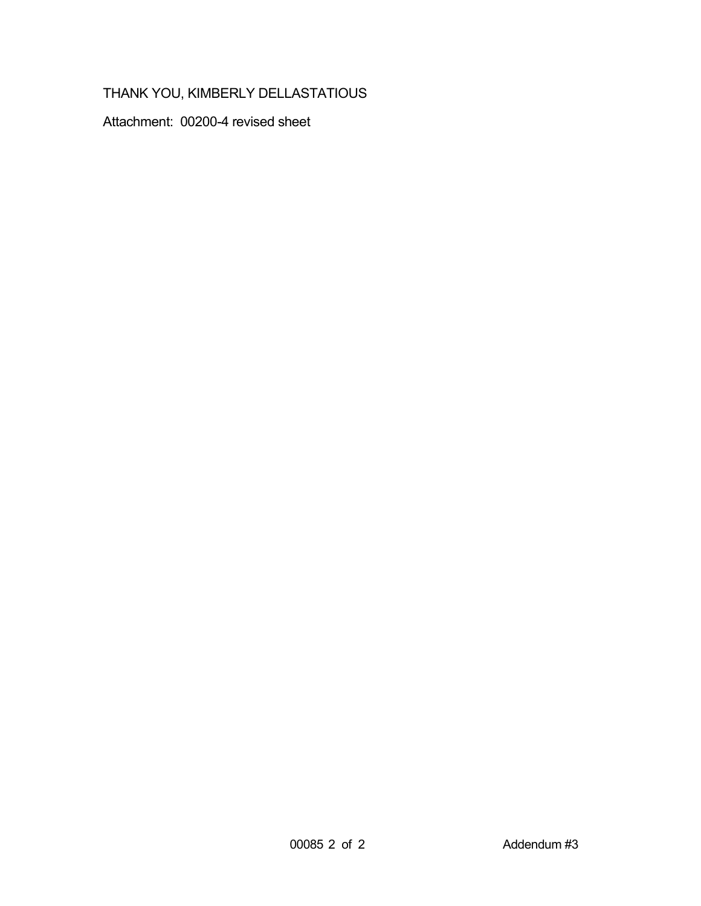THANK YOU, KIMBERLY DELLASTATIOUS

Attachment: 00200-4 revised sheet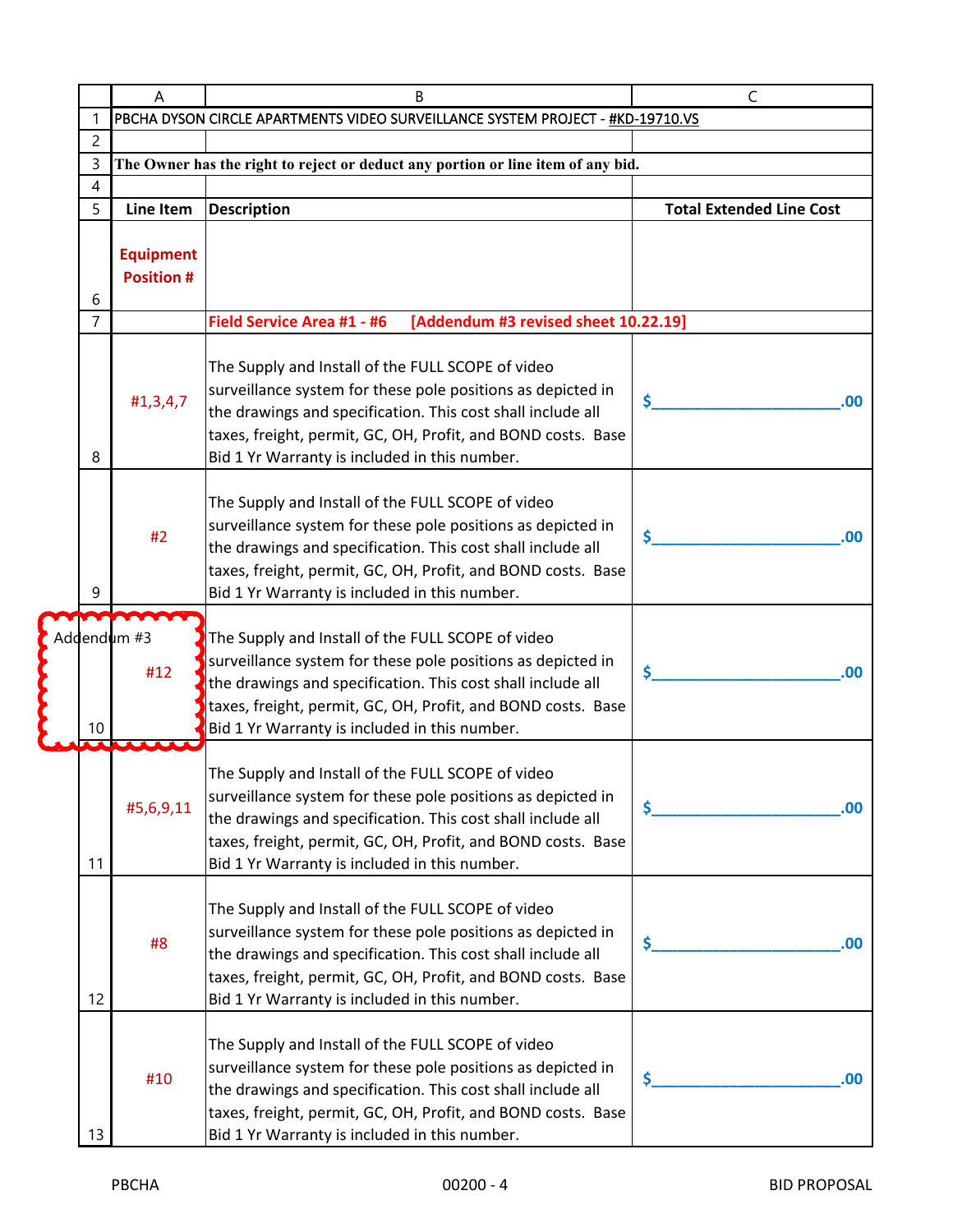PBCHA DYSON CIRCLE APARTMENTS VIDEO SURVEILLANCE SYSTEM PROJECT - #KD-19710.VS

**The Owner has the right to reject or deduct any portion or line item of any bid.**

| Line Item | Description | Total Extended Line Cost |
|---|---|---|
| **Equipment Position #** | | |
| | **Field Service Area #1 - #6 [Addendum #3 revised sheet 10.22.19]** | |
| #1,3,4,7 | The Supply and Install of the FULL SCOPE of video surveillance system for these pole positions as depicted in the drawings and specification. This cost shall include all taxes, freight, permit, GC, OH, Profit, and BOND costs. Base Bid 1 Yr Warranty is included in this number. | $____________________.00 |
| #2 | The Supply and Install of the FULL SCOPE of video surveillance system for these pole positions as depicted in the drawings and specification. This cost shall include all taxes, freight, permit, GC, OH, Profit, and BOND costs. Base Bid 1 Yr Warranty is included in this number. | $____________________.00 |
| Addendum #3 #12 | The Supply and Install of the FULL SCOPE of video surveillance system for these pole positions as depicted in the drawings and specification. This cost shall include all taxes, freight, permit, GC, OH, Profit, and BOND costs. Base Bid 1 Yr Warranty is included in this number. | $____________________.00 |
| #5,6,9,11 | The Supply and Install of the FULL SCOPE of video surveillance system for these pole positions as depicted in the drawings and specification. This cost shall include all taxes, freight, permit, GC, OH, Profit, and BOND costs. Base Bid 1 Yr Warranty is included in this number. | $____________________.00 |
| #8 | The Supply and Install of the FULL SCOPE of video surveillance system for these pole positions as depicted in the drawings and specification. This cost shall include all taxes, freight, permit, GC, OH, Profit, and BOND costs. Base Bid 1 Yr Warranty is included in this number. | $____________________.00 |
| #10 | The Supply and Install of the FULL SCOPE of video surveillance system for these pole positions as depicted in the drawings and specification. This cost shall include all taxes, freight, permit, GC, OH, Profit, and BOND costs. Base Bid 1 Yr Warranty is included in this number. | $____________________.00 |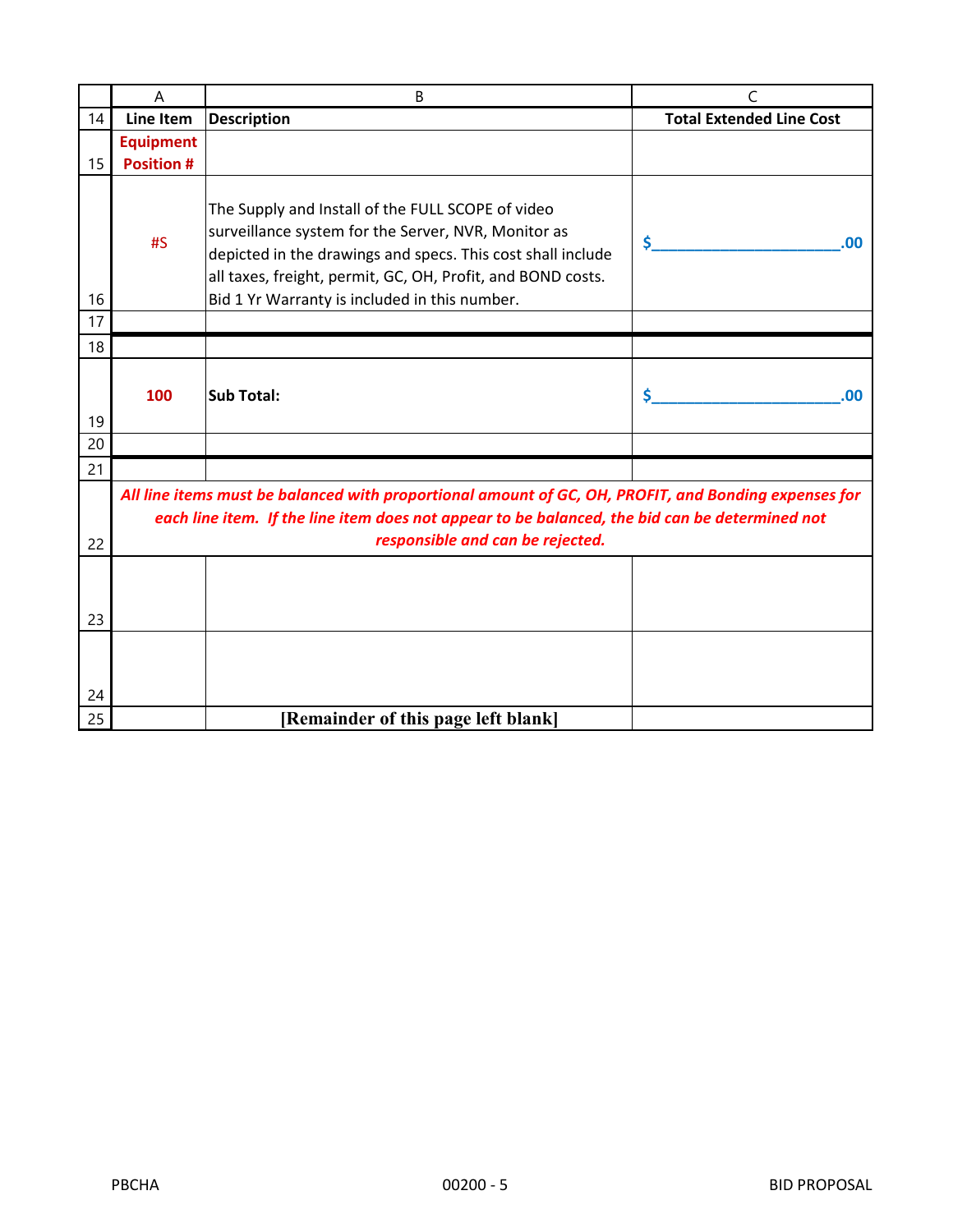| | A | B | C |
|---|---|---|---|
| 14 | **Line Item** | **Description** | **Total Extended Line Cost** |
| 15 | **Equipment Position #** | | |
| 16 | #S | The Supply and Install of the FULL SCOPE of video surveillance system for the Server, NVR, Monitor as depicted in the drawings and specs. This cost shall include all taxes, freight, permit, GC, OH, Profit, and BOND costs. Bid 1 Yr Warranty is included in this number. | $______________________.00 |
| 17 | | | |
| 18 | | | |
| 19 | **100** | **Sub Total:** | $______________________.00 |
| 20 | | | |
| 21 | | | |
| 22 | ***All line items must be balanced with proportional amount of GC, OH, PROFIT, and Bonding expenses for each line item. If the line item does not appear to be balanced, the bid can be determined not responsible and can be rejected.*** | | |
| 23 | | | |
| 24 | | | |
| 25 | | **[Remainder of this page left blank]** | |